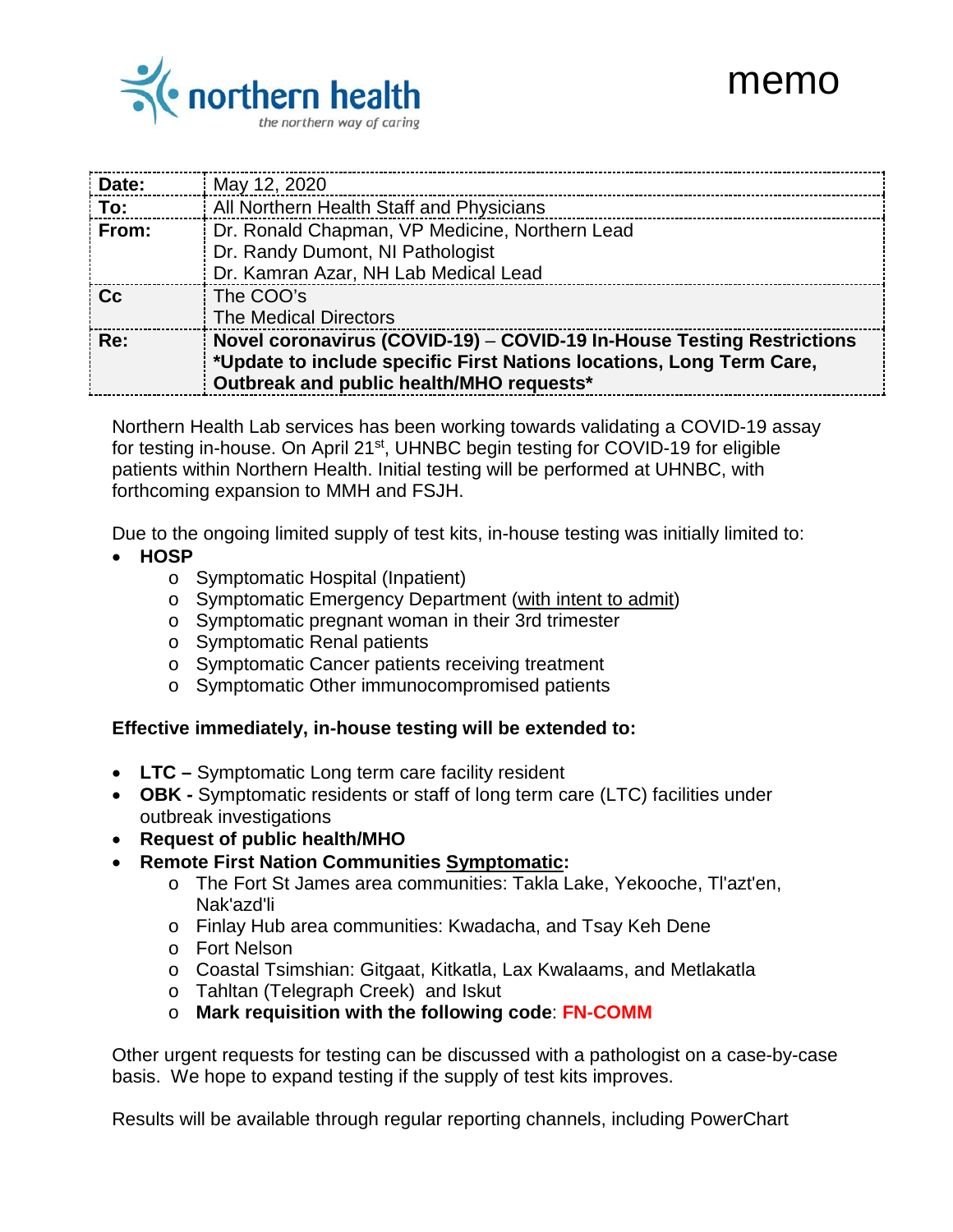northern health
*the northern way of caring*

# memo

| | |
|---|---|
| **Date:** | May 12, 2020 |
| **To:** | All Northern Health Staff and Physicians |
| **From:** | Dr. Ronald Chapman, VP Medicine, Northern Lead<br>Dr. Randy Dumont, NI Pathologist<br>Dr. Kamran Azar, NH Lab Medical Lead |
| **Cc** | The COO's<br>The Medical Directors |
| **Re:** | **Novel coronavirus (COVID-19) – COVID-19 In-House Testing Restrictions *Update to include specific First Nations locations, Long Term Care, Outbreak and public health/MHO requests*** |

Northern Health Lab services has been working towards validating a COVID-19 assay for testing in-house. On April 21st, UHNBC begin testing for COVID-19 for eligible patients within Northern Health. Initial testing will be performed at UHNBC, with forthcoming expansion to MMH and FSJH.

Due to the ongoing limited supply of test kits, in-house testing was initially limited to:

- **HOSP**
  - Symptomatic Hospital (Inpatient)
  - Symptomatic Emergency Department (with intent to admit)
  - Symptomatic pregnant woman in their 3rd trimester
  - Symptomatic Renal patients
  - Symptomatic Cancer patients receiving treatment
  - Symptomatic Other immunocompromised patients

**Effective immediately, in-house testing will be extended to:**

- **LTC –** Symptomatic Long term care facility resident
- **OBK -** Symptomatic residents or staff of long term care (LTC) facilities under outbreak investigations
- **Request of public health/MHO**
- **Remote First Nation Communities Symptomatic:**
  - The Fort St James area communities: Takla Lake, Yekooche, Tl'azt'en, Nak'azd'li
  - Finlay Hub area communities: Kwadacha, and Tsay Keh Dene
  - Fort Nelson
  - Coastal Tsimshian: Gitgaat, Kitkatla, Lax Kwalaams, and Metlakatla
  - Tahltan (Telegraph Creek) and Iskut
  - **Mark requisition with the following code**: **FN-COMM**

Other urgent requests for testing can be discussed with a pathologist on a case-by-case basis. We hope to expand testing if the supply of test kits improves.

Results will be available through regular reporting channels, including PowerChart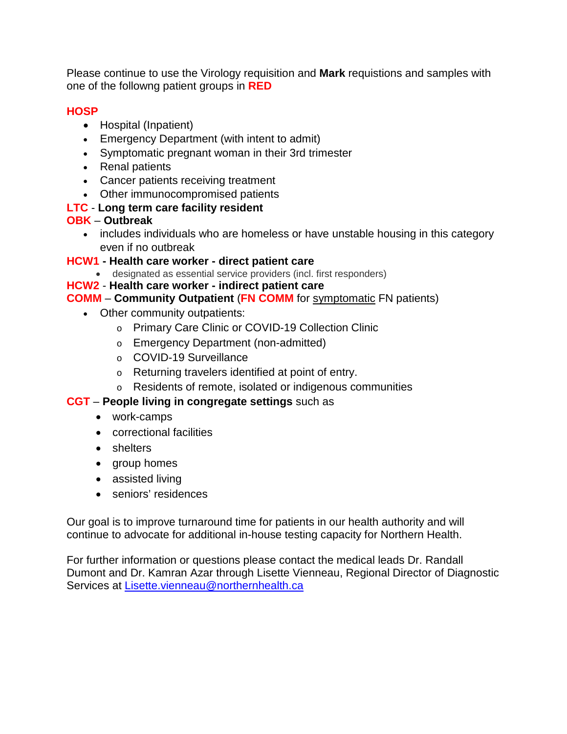Please continue to use the Virology requisition and **Mark** requistions and samples with one of the followng patient groups in **RED**

**HOSP**

- Hospital (Inpatient)
- Emergency Department (with intent to admit)
- Symptomatic pregnant woman in their 3rd trimester
- Renal patients
- Cancer patients receiving treatment
- Other immunocompromised patients

**LTC** - **Long term care facility resident**

**OBK** – **Outbreak**

- includes individuals who are homeless or have unstable housing in this category even if no outbreak

**HCW1 - Health care worker - direct patient care**

- designated as essential service providers (incl. first responders)

**HCW2** - **Health care worker - indirect patient care**

**COMM** – **Community Outpatient** (**FN COMM** for symptomatic FN patients)

- Other community outpatients:
  - Primary Care Clinic or COVID-19 Collection Clinic
  - Emergency Department (non-admitted)
  - COVID-19 Surveillance
  - Returning travelers identified at point of entry.
  - Residents of remote, isolated or indigenous communities

**CGT** – **People living in congregate settings** such as

- work-camps
- correctional facilities
- shelters
- group homes
- assisted living
- seniors' residences

Our goal is to improve turnaround time for patients in our health authority and will continue to advocate for additional in-house testing capacity for Northern Health.

For further information or questions please contact the medical leads Dr. Randall Dumont and Dr. Kamran Azar through Lisette Vienneau, Regional Director of Diagnostic Services at Lisette.vienneau@northernhealth.ca